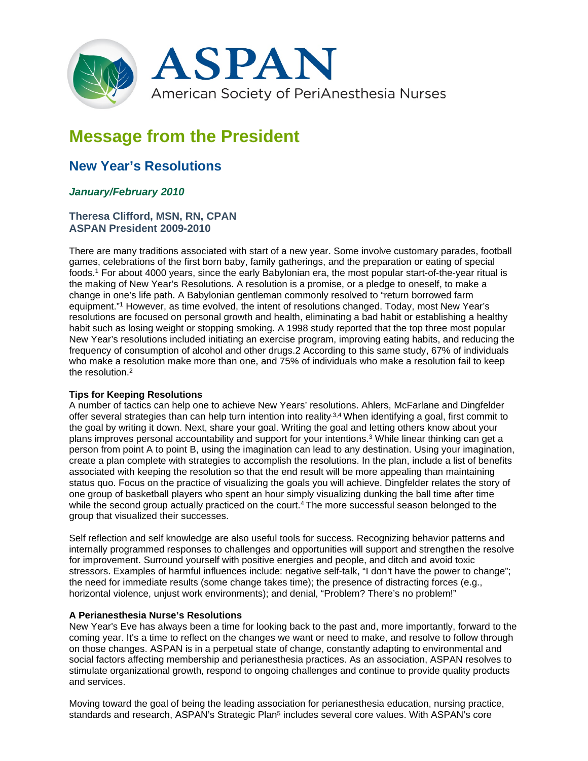# ASPAN

American Society of PeriAnesthesia Nurses

## Message from the President

### New Year's Resolutions

***January/February 2010***

**Theresa Clifford, MSN, RN, CPAN**
**ASPAN President 2009-2010**

There are many traditions associated with start of a new year. Some involve customary parades, football games, celebrations of the first born baby, family gatherings, and the preparation or eating of special foods.[1] For about 4000 years, since the early Babylonian era, the most popular start-of-the-year ritual is the making of New Year's Resolutions. A resolution is a promise, or a pledge to oneself, to make a change in one's life path. A Babylonian gentleman commonly resolved to "return borrowed farm equipment."[1] However, as time evolved, the intent of resolutions changed. Today, most New Year's resolutions are focused on personal growth and health, eliminating a bad habit or establishing a healthy habit such as losing weight or stopping smoking. A 1998 study reported that the top three most popular New Year's resolutions included initiating an exercise program, improving eating habits, and reducing the frequency of consumption of alcohol and other drugs.2 According to this same study, 67% of individuals who make a resolution make more than one, and 75% of individuals who make a resolution fail to keep the resolution.[2]

**Tips for Keeping Resolutions**
A number of tactics can help one to achieve New Years' resolutions. Ahlers, McFarlane and Dingfelder offer several strategies than can help turn intention into reality.[3,4] When identifying a goal, first commit to the goal by writing it down. Next, share your goal. Writing the goal and letting others know about your plans improves personal accountability and support for your intentions.[3] While linear thinking can get a person from point A to point B, using the imagination can lead to any destination. Using your imagination, create a plan complete with strategies to accomplish the resolutions. In the plan, include a list of benefits associated with keeping the resolution so that the end result will be more appealing than maintaining status quo. Focus on the practice of visualizing the goals you will achieve. Dingfelder relates the story of one group of basketball players who spent an hour simply visualizing dunking the ball time after time while the second group actually practiced on the court.[4] The more successful season belonged to the group that visualized their successes.

Self reflection and self knowledge are also useful tools for success. Recognizing behavior patterns and internally programmed responses to challenges and opportunities will support and strengthen the resolve for improvement. Surround yourself with positive energies and people, and ditch and avoid toxic stressors. Examples of harmful influences include: negative self-talk, "I don't have the power to change"; the need for immediate results (some change takes time); the presence of distracting forces (e.g., horizontal violence, unjust work environments); and denial, "Problem? There's no problem!"

**A Perianesthesia Nurse's Resolutions**
New Year's Eve has always been a time for looking back to the past and, more importantly, forward to the coming year. It's a time to reflect on the changes we want or need to make, and resolve to follow through on those changes. ASPAN is in a perpetual state of change, constantly adapting to environmental and social factors affecting membership and perianesthesia practices. As an association, ASPAN resolves to stimulate organizational growth, respond to ongoing challenges and continue to provide quality products and services.

Moving toward the goal of being the leading association for perianesthesia education, nursing practice, standards and research, ASPAN's Strategic Plan[5] includes several core values. With ASPAN's core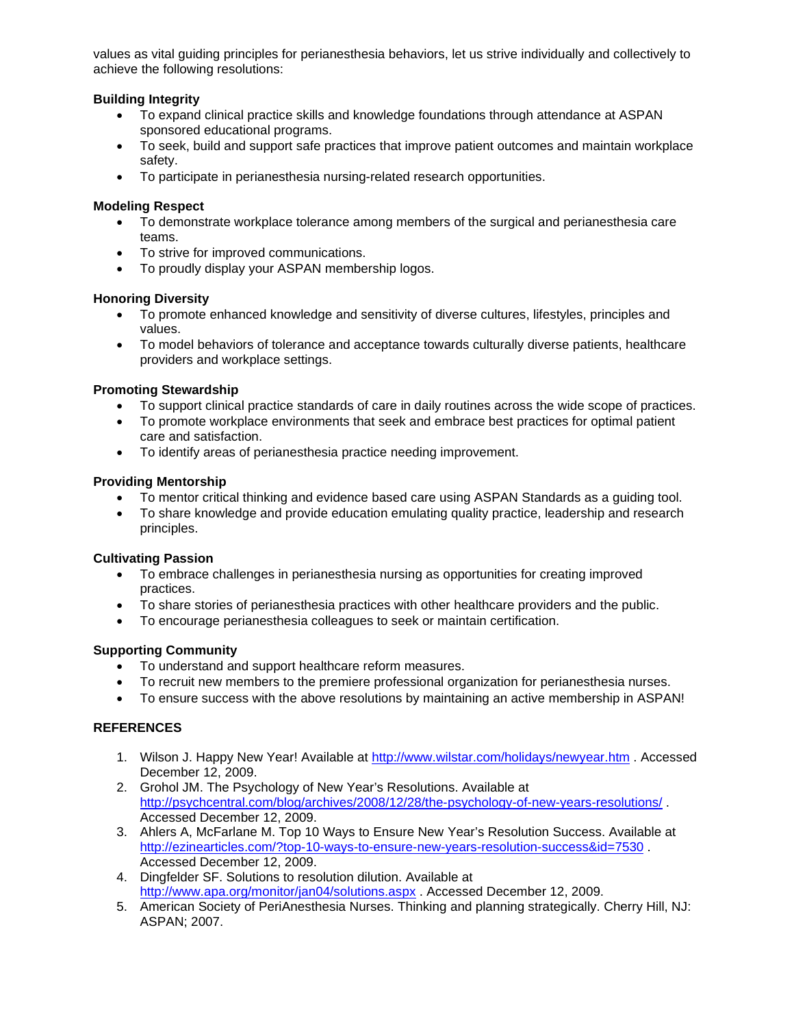values as vital guiding principles for perianesthesia behaviors, let us strive individually and collectively to achieve the following resolutions:

**Building Integrity**

- To expand clinical practice skills and knowledge foundations through attendance at ASPAN sponsored educational programs.
- To seek, build and support safe practices that improve patient outcomes and maintain workplace safety.
- To participate in perianesthesia nursing-related research opportunities.

**Modeling Respect**

- To demonstrate workplace tolerance among members of the surgical and perianesthesia care teams.
- To strive for improved communications.
- To proudly display your ASPAN membership logos.

**Honoring Diversity**

- To promote enhanced knowledge and sensitivity of diverse cultures, lifestyles, principles and values.
- To model behaviors of tolerance and acceptance towards culturally diverse patients, healthcare providers and workplace settings.

**Promoting Stewardship**

- To support clinical practice standards of care in daily routines across the wide scope of practices.
- To promote workplace environments that seek and embrace best practices for optimal patient care and satisfaction.
- To identify areas of perianesthesia practice needing improvement.

**Providing Mentorship**

- To mentor critical thinking and evidence based care using ASPAN Standards as a guiding tool.
- To share knowledge and provide education emulating quality practice, leadership and research principles.

**Cultivating Passion**

- To embrace challenges in perianesthesia nursing as opportunities for creating improved practices.
- To share stories of perianesthesia practices with other healthcare providers and the public.
- To encourage perianesthesia colleagues to seek or maintain certification.

**Supporting Community**

- To understand and support healthcare reform measures.
- To recruit new members to the premiere professional organization for perianesthesia nurses.
- To ensure success with the above resolutions by maintaining an active membership in ASPAN!

**REFERENCES**

1. Wilson J. Happy New Year! Available at http://www.wilstar.com/holidays/newyear.htm . Accessed December 12, 2009.
2. Grohol JM. The Psychology of New Year's Resolutions. Available at http://psychcentral.com/blog/archives/2008/12/28/the-psychology-of-new-years-resolutions/ . Accessed December 12, 2009.
3. Ahlers A, McFarlane M. Top 10 Ways to Ensure New Year's Resolution Success. Available at http://ezinearticles.com/?top-10-ways-to-ensure-new-years-resolution-success&id=7530 . Accessed December 12, 2009.
4. Dingfelder SF. Solutions to resolution dilution. Available at http://www.apa.org/monitor/jan04/solutions.aspx . Accessed December 12, 2009.
5. American Society of PeriAnesthesia Nurses. Thinking and planning strategically. Cherry Hill, NJ: ASPAN; 2007.